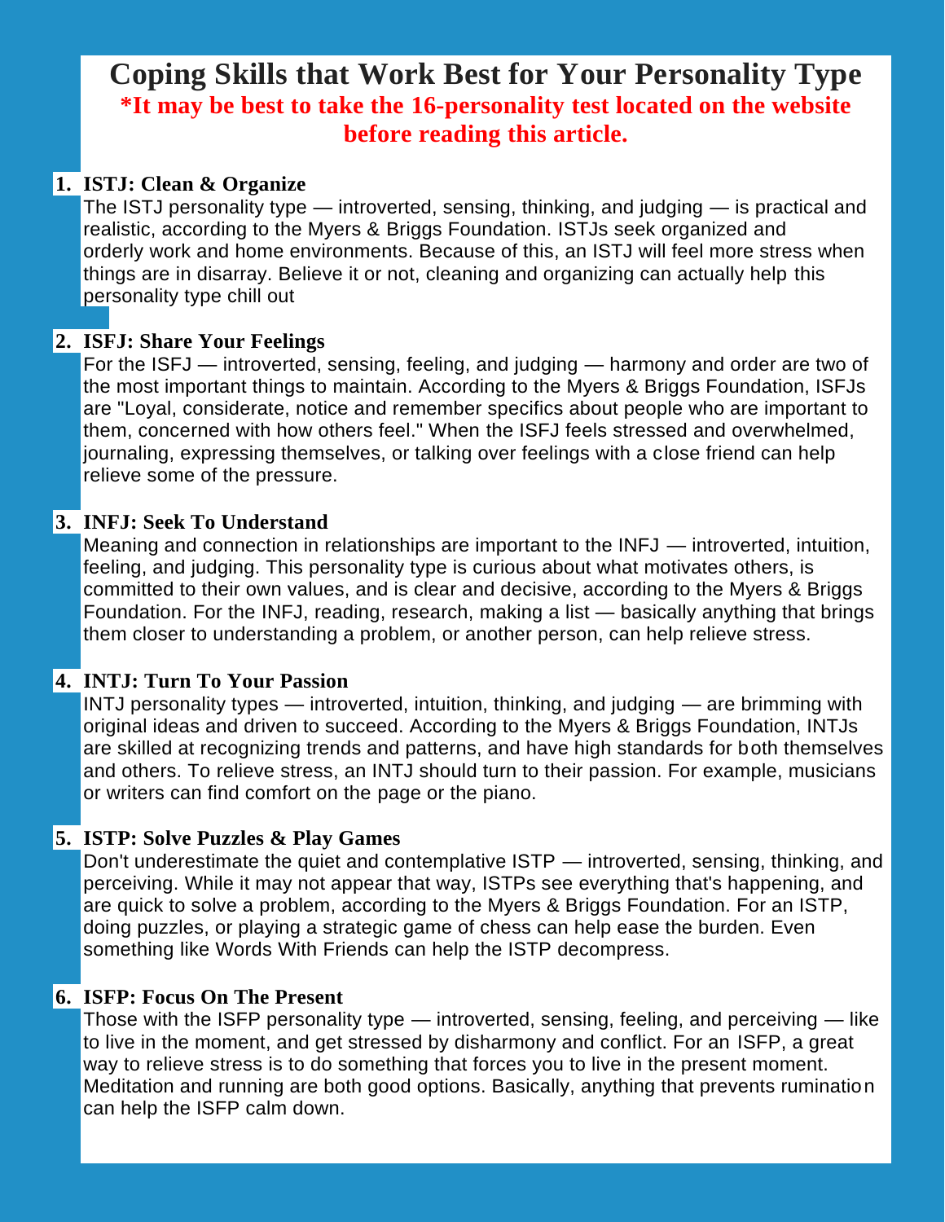# Coping Skills that Work Best for Your Personality Type

**\*It may be best to take the 16-personality test located on the website before reading this article.**

1. **ISTJ: Clean & Organize**
   The ISTJ personality type — introverted, sensing, thinking, and judging — is practical and realistic, according to the Myers & Briggs Foundation. ISTJs seek organized and orderly work and home environments. Because of this, an ISTJ will feel more stress when things are in disarray. Believe it or not, cleaning and organizing can actually help this personality type chill out

2. **ISFJ: Share Your Feelings**
   For the ISFJ — introverted, sensing, feeling, and judging — harmony and order are two of the most important things to maintain. According to the Myers & Briggs Foundation, ISFJs are "Loyal, considerate, notice and remember specifics about people who are important to them, concerned with how others feel." When the ISFJ feels stressed and overwhelmed, journaling, expressing themselves, or talking over feelings with a close friend can help relieve some of the pressure.

3. **INFJ: Seek To Understand**
   Meaning and connection in relationships are important to the INFJ — introverted, intuition, feeling, and judging. This personality type is curious about what motivates others, is committed to their own values, and is clear and decisive, according to the Myers & Briggs Foundation. For the INFJ, reading, research, making a list — basically anything that brings them closer to understanding a problem, or another person, can help relieve stress.

4. **INTJ: Turn To Your Passion**
   INTJ personality types — introverted, intuition, thinking, and judging — are brimming with original ideas and driven to succeed. According to the Myers & Briggs Foundation, INTJs are skilled at recognizing trends and patterns, and have high standards for both themselves and others. To relieve stress, an INTJ should turn to their passion. For example, musicians or writers can find comfort on the page or the piano.

5. **ISTP: Solve Puzzles & Play Games**
   Don't underestimate the quiet and contemplative ISTP — introverted, sensing, thinking, and perceiving. While it may not appear that way, ISTPs see everything that's happening, and are quick to solve a problem, according to the Myers & Briggs Foundation. For an ISTP, doing puzzles, or playing a strategic game of chess can help ease the burden. Even something like Words With Friends can help the ISTP decompress.

6. **ISFP: Focus On The Present**
   Those with the ISFP personality type — introverted, sensing, feeling, and perceiving — like to live in the moment, and get stressed by disharmony and conflict. For an ISFP, a great way to relieve stress is to do something that forces you to live in the present moment. Meditation and running are both good options. Basically, anything that prevents rumination can help the ISFP calm down.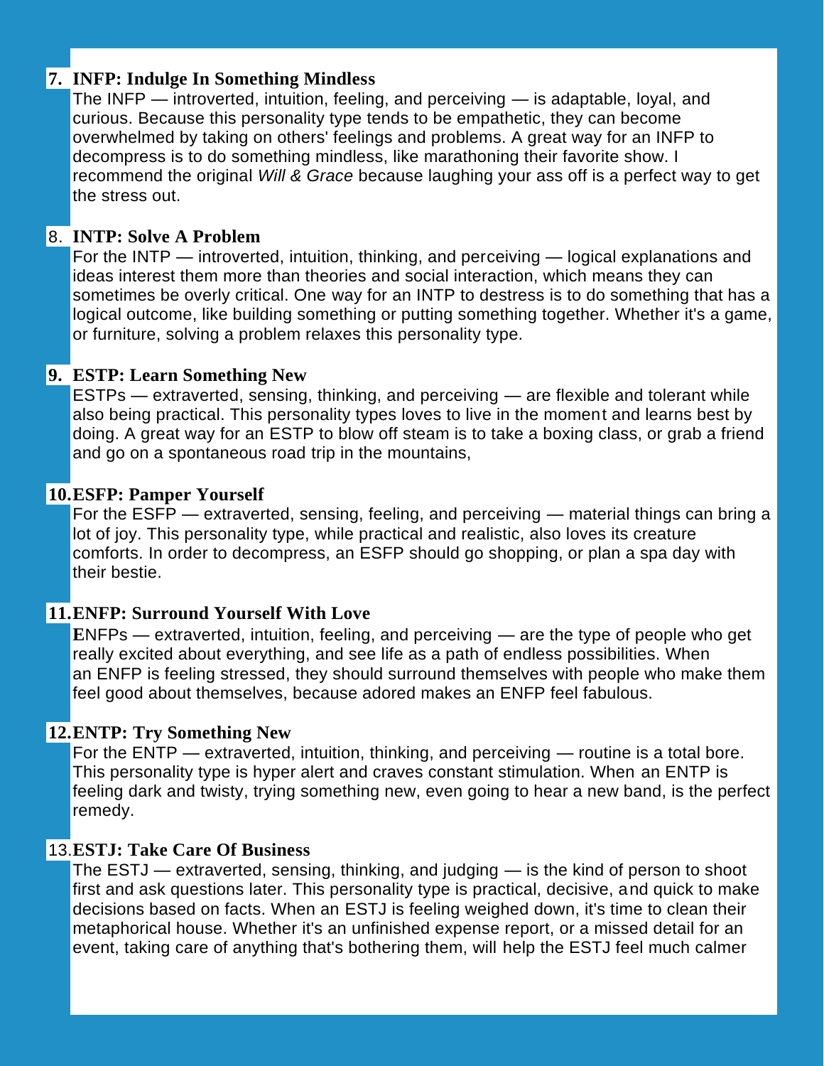7. **INFP: Indulge In Something Mindless**

   The INFP — introverted, intuition, feeling, and perceiving — is adaptable, loyal, and curious. Because this personality type tends to be empathetic, they can become overwhelmed by taking on others' feelings and problems. A great way for an INFP to decompress is to do something mindless, like marathoning their favorite show. I recommend the original *Will & Grace* because laughing your ass off is a perfect way to get the stress out.

8. **INTP: Solve A Problem**

   For the INTP — introverted, intuition, thinking, and perceiving — logical explanations and ideas interest them more than theories and social interaction, which means they can sometimes be overly critical. One way for an INTP to destress is to do something that has a logical outcome, like building something or putting something together. Whether it's a game, or furniture, solving a problem relaxes this personality type.

9. **ESTP: Learn Something New**

   ESTPs — extraverted, sensing, thinking, and perceiving — are flexible and tolerant while also being practical. This personality types loves to live in the moment and learns best by doing. A great way for an ESTP to blow off steam is to take a boxing class, or grab a friend and go on a spontaneous road trip in the mountains,

10. **ESFP: Pamper Yourself**

    For the ESFP — extraverted, sensing, feeling, and perceiving — material things can bring a lot of joy. This personality type, while practical and realistic, also loves its creature comforts. In order to decompress, an ESFP should go shopping, or plan a spa day with their bestie.

11. **ENFP: Surround Yourself With Love**

    ENFPs — extraverted, intuition, feeling, and perceiving — are the type of people who get really excited about everything, and see life as a path of endless possibilities. When an ENFP is feeling stressed, they should surround themselves with people who make them feel good about themselves, because adored makes an ENFP feel fabulous.

12. **ENTP: Try Something New**

    For the ENTP — extraverted, intuition, thinking, and perceiving — routine is a total bore. This personality type is hyper alert and craves constant stimulation. When an ENTP is feeling dark and twisty, trying something new, even going to hear a new band, is the perfect remedy.

13. **ESTJ: Take Care Of Business**

    The ESTJ — extraverted, sensing, thinking, and judging — is the kind of person to shoot first and ask questions later. This personality type is practical, decisive, and quick to make decisions based on facts. When an ESTJ is feeling weighed down, it's time to clean their metaphorical house. Whether it's an unfinished expense report, or a missed detail for an event, taking care of anything that's bothering them, will help the ESTJ feel much calmer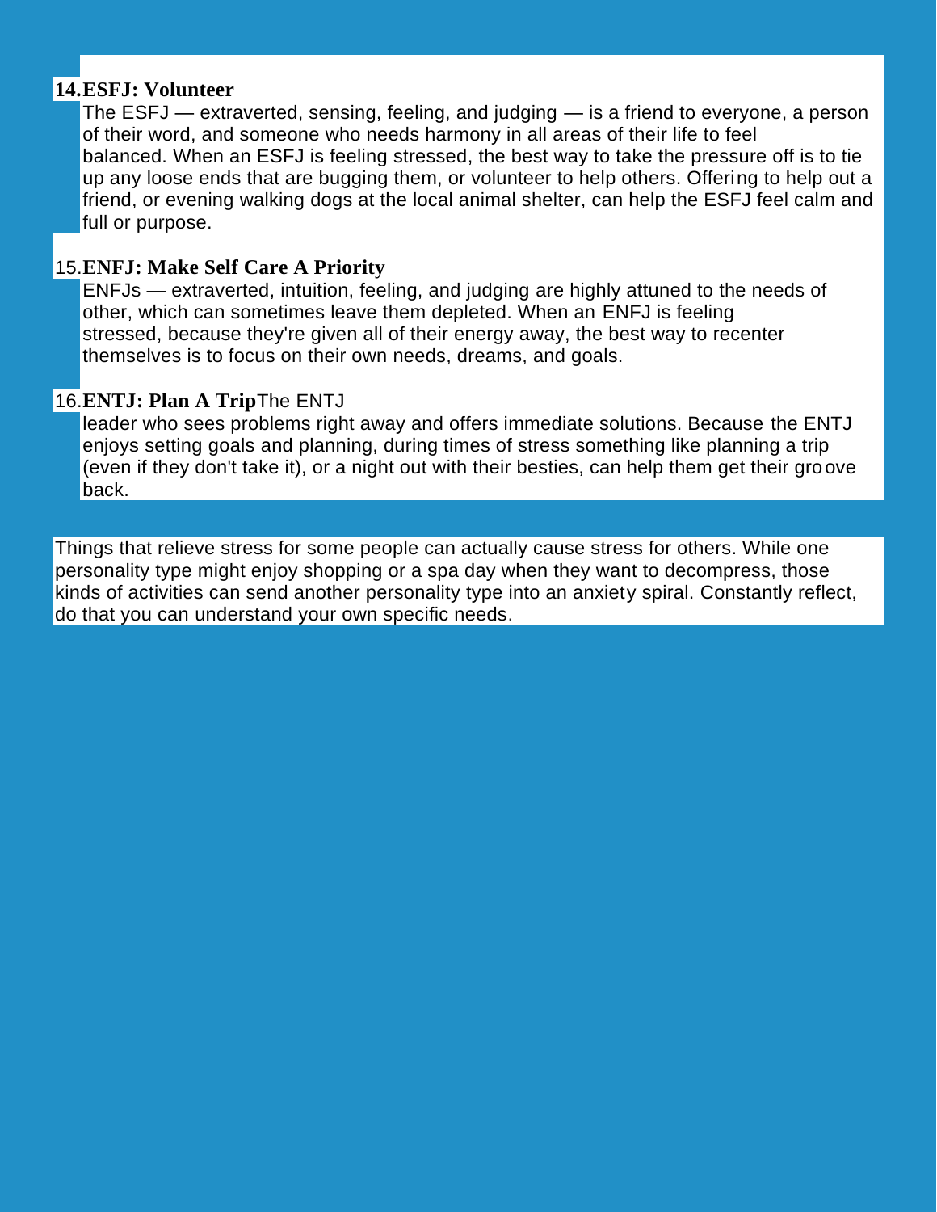14. **ESFJ: Volunteer**

    The ESFJ — extraverted, sensing, feeling, and judging — is a friend to everyone, a person of their word, and someone who needs harmony in all areas of their life to feel balanced. When an ESFJ is feeling stressed, the best way to take the pressure off is to tie up any loose ends that are bugging them, or volunteer to help others. Offering to help out a friend, or evening walking dogs at the local animal shelter, can help the ESFJ feel calm and full or purpose.

15. **ENFJ: Make Self Care A Priority**

    ENFJs — extraverted, intuition, feeling, and judging are highly attuned to the needs of other, which can sometimes leave them depleted. When an ENFJ is feeling stressed, because they're given all of their energy away, the best way to recenter themselves is to focus on their own needs, dreams, and goals.

16. **ENTJ: Plan A Trip**The ENTJ leader who sees problems right away and offers immediate solutions. Because the ENTJ enjoys setting goals and planning, during times of stress something like planning a trip (even if they don't take it), or a night out with their besties, can help them get their groove back.

Things that relieve stress for some people can actually cause stress for others. While one personality type might enjoy shopping or a spa day when they want to decompress, those kinds of activities can send another personality type into an anxiety spiral. Constantly reflect, do that you can understand your own specific needs.